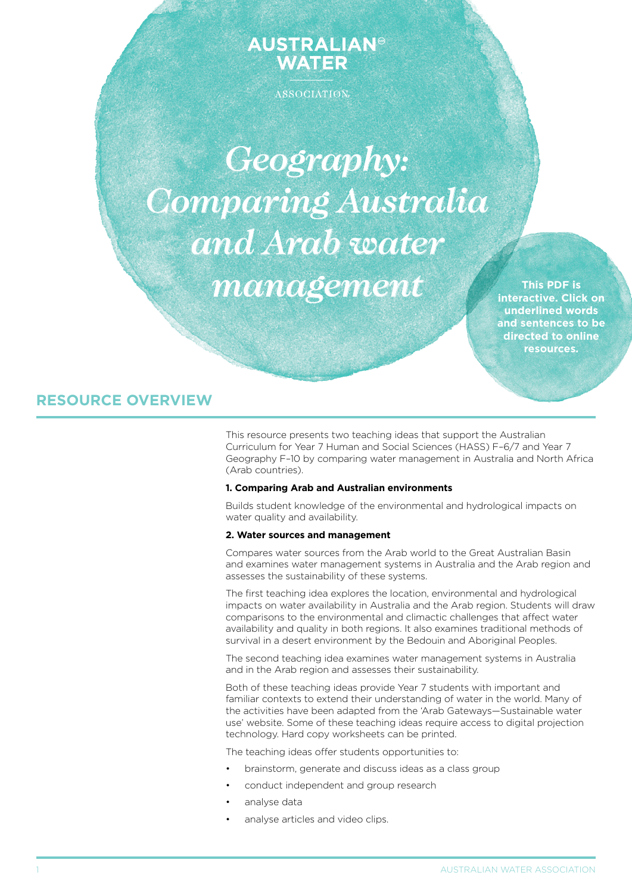AUSTRALIAN WATER ASSOCIATION

# *Geography: Comparing Australia and Arab water management*

**This PDF is interactive. Click on underlined words and sentences to be directed to online resources.**

## RESOURCE OVERVIEW

This resource presents two teaching ideas that support the Australian Curriculum for Year 7 Human and Social Sciences (HASS) F–6/7 and Year 7 Geography F–10 by comparing water management in Australia and North Africa (Arab countries).

**1. Comparing Arab and Australian environments**

Builds student knowledge of the environmental and hydrological impacts on water quality and availability.

**2. Water sources and management**

Compares water sources from the Arab world to the Great Australian Basin and examines water management systems in Australia and the Arab region and assesses the sustainability of these systems.

The first teaching idea explores the location, environmental and hydrological impacts on water availability in Australia and the Arab region. Students will draw comparisons to the environmental and climactic challenges that affect water availability and quality in both regions. It also examines traditional methods of survival in a desert environment by the Bedouin and Aboriginal Peoples.

The second teaching idea examines water management systems in Australia and in the Arab region and assesses their sustainability.

Both of these teaching ideas provide Year 7 students with important and familiar contexts to extend their understanding of water in the world. Many of the activities have been adapted from the 'Arab Gateways—Sustainable water use' website. Some of these teaching ideas require access to digital projection technology. Hard copy worksheets can be printed.

The teaching ideas offer students opportunities to:

- brainstorm, generate and discuss ideas as a class group
- conduct independent and group research
- analyse data
- analyse articles and video clips.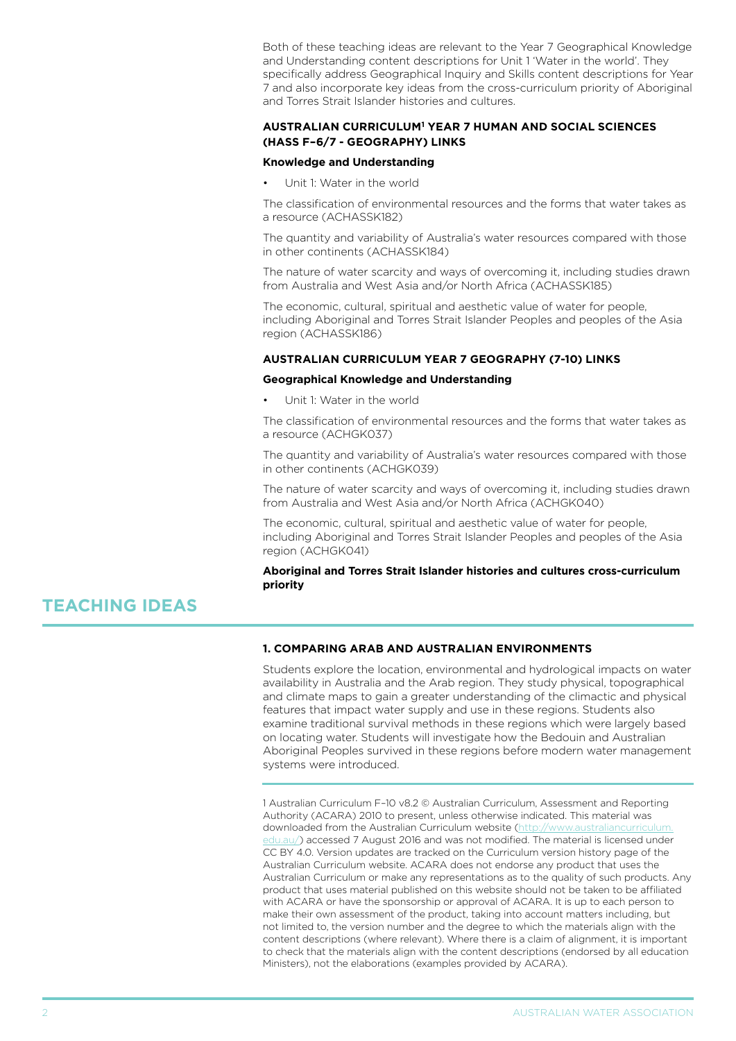Both of these teaching ideas are relevant to the Year 7 Geographical Knowledge and Understanding content descriptions for Unit 1 'Water in the world'. They specifically address Geographical Inquiry and Skills content descriptions for Year 7 and also incorporate key ideas from the cross-curriculum priority of Aboriginal and Torres Strait Islander histories and cultures.

### AUSTRALIAN CURRICULUM[1] YEAR 7 HUMAN AND SOCIAL SCIENCES (HASS F–6/7 - GEOGRAPHY) LINKS

**Knowledge and Understanding**

- Unit 1: Water in the world

The classification of environmental resources and the forms that water takes as a resource (ACHASSK182)

The quantity and variability of Australia's water resources compared with those in other continents (ACHASSK184)

The nature of water scarcity and ways of overcoming it, including studies drawn from Australia and West Asia and/or North Africa (ACHASSK185)

The economic, cultural, spiritual and aesthetic value of water for people, including Aboriginal and Torres Strait Islander Peoples and peoples of the Asia region (ACHASSK186)

### AUSTRALIAN CURRICULUM YEAR 7 GEOGRAPHY (7-10) LINKS

**Geographical Knowledge and Understanding**

- Unit 1: Water in the world

The classification of environmental resources and the forms that water takes as a resource (ACHGK037)

The quantity and variability of Australia's water resources compared with those in other continents (ACHGK039)

The nature of water scarcity and ways of overcoming it, including studies drawn from Australia and West Asia and/or North Africa (ACHGK040)

The economic, cultural, spiritual and aesthetic value of water for people, including Aboriginal and Torres Strait Islander Peoples and peoples of the Asia region (ACHGK041)

**Aboriginal and Torres Strait Islander histories and cultures cross-curriculum priority**

## TEACHING IDEAS

### 1. COMPARING ARAB AND AUSTRALIAN ENVIRONMENTS

Students explore the location, environmental and hydrological impacts on water availability in Australia and the Arab region. They study physical, topographical and climate maps to gain a greater understanding of the climactic and physical features that impact water supply and use in these regions. Students also examine traditional survival methods in these regions which were largely based on locating water. Students will investigate how the Bedouin and Australian Aboriginal Peoples survived in these regions before modern water management systems were introduced.

---

1 Australian Curriculum F–10 v8.2 © Australian Curriculum, Assessment and Reporting Authority (ACARA) 2010 to present, unless otherwise indicated. This material was downloaded from the Australian Curriculum website (http://www.australiancurriculum.edu.au/) accessed 7 August 2016 and was not modified. The material is licensed under CC BY 4.0. Version updates are tracked on the Curriculum version history page of the Australian Curriculum website. ACARA does not endorse any product that uses the Australian Curriculum or make any representations as to the quality of such products. Any product that uses material published on this website should not be taken to be affiliated with ACARA or have the sponsorship or approval of ACARA. It is up to each person to make their own assessment of the product, taking into account matters including, but not limited to, the version number and the degree to which the materials align with the content descriptions (where relevant). Where there is a claim of alignment, it is important to check that the materials align with the content descriptions (endorsed by all education Ministers), not the elaborations (examples provided by ACARA).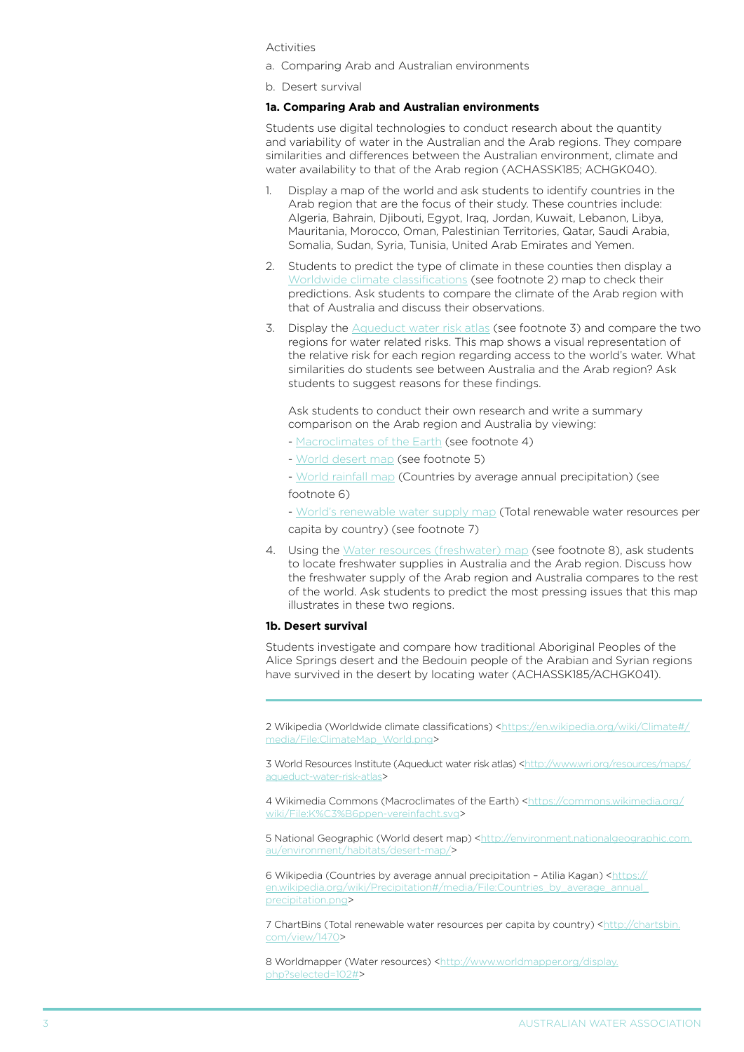Activities

a. Comparing Arab and Australian environments

b. Desert survival

**1a. Comparing Arab and Australian environments**

Students use digital technologies to conduct research about the quantity and variability of water in the Australian and the Arab regions. They compare similarities and differences between the Australian environment, climate and water availability to that of the Arab region (ACHASSK185; ACHGK040).

1. Display a map of the world and ask students to identify countries in the Arab region that are the focus of their study. These countries include: Algeria, Bahrain, Djibouti, Egypt, Iraq, Jordan, Kuwait, Lebanon, Libya, Mauritania, Morocco, Oman, Palestinian Territories, Qatar, Saudi Arabia, Somalia, Sudan, Syria, Tunisia, United Arab Emirates and Yemen.

2. Students to predict the type of climate in these counties then display a Worldwide climate classifications (see footnote 2) map to check their predictions. Ask students to compare the climate of the Arab region with that of Australia and discuss their observations.

3. Display the Aqueduct water risk atlas (see footnote 3) and compare the two regions for water related risks. This map shows a visual representation of the relative risk for each region regarding access to the world's water. What similarities do students see between Australia and the Arab region? Ask students to suggest reasons for these findings.

   Ask students to conduct their own research and write a summary comparison on the Arab region and Australia by viewing:

   - Macroclimates of the Earth (see footnote 4)
   - World desert map (see footnote 5)
   - World rainfall map (Countries by average annual precipitation) (see footnote 6)
   - World's renewable water supply map (Total renewable water resources per capita by country) (see footnote 7)

4. Using the Water resources (freshwater) map (see footnote 8), ask students to locate freshwater supplies in Australia and the Arab region. Discuss how the freshwater supply of the Arab region and Australia compares to the rest of the world. Ask students to predict the most pressing issues that this map illustrates in these two regions.

**1b. Desert survival**

Students investigate and compare how traditional Aboriginal Peoples of the Alice Springs desert and the Bedouin people of the Arabian and Syrian regions have survived in the desert by locating water (ACHASSK185/ACHGK041).

---

2 Wikipedia (Worldwide climate classifications) <https://en.wikipedia.org/wiki/Climate#/media/File:ClimateMap_World.png>

3 World Resources Institute (Aqueduct water risk atlas) <http://www.wri.org/resources/maps/aqueduct-water-risk-atlas>

4 Wikimedia Commons (Macroclimates of the Earth) <https://commons.wikimedia.org/wiki/File:K%C3%B6ppen-vereinfacht.svg>

5 National Geographic (World desert map) <http://environment.nationalgeographic.com.au/environment/habitats/desert-map/>

6 Wikipedia (Countries by average annual precipitation – Atilia Kagan) <https://en.wikipedia.org/wiki/Precipitation#/media/File:Countries_by_average_annual_precipitation.png>

7 ChartBins (Total renewable water resources per capita by country) <http://chartsbin.com/view/1470>

8 Worldmapper (Water resources) <http://www.worldmapper.org/display.php?selected=102#>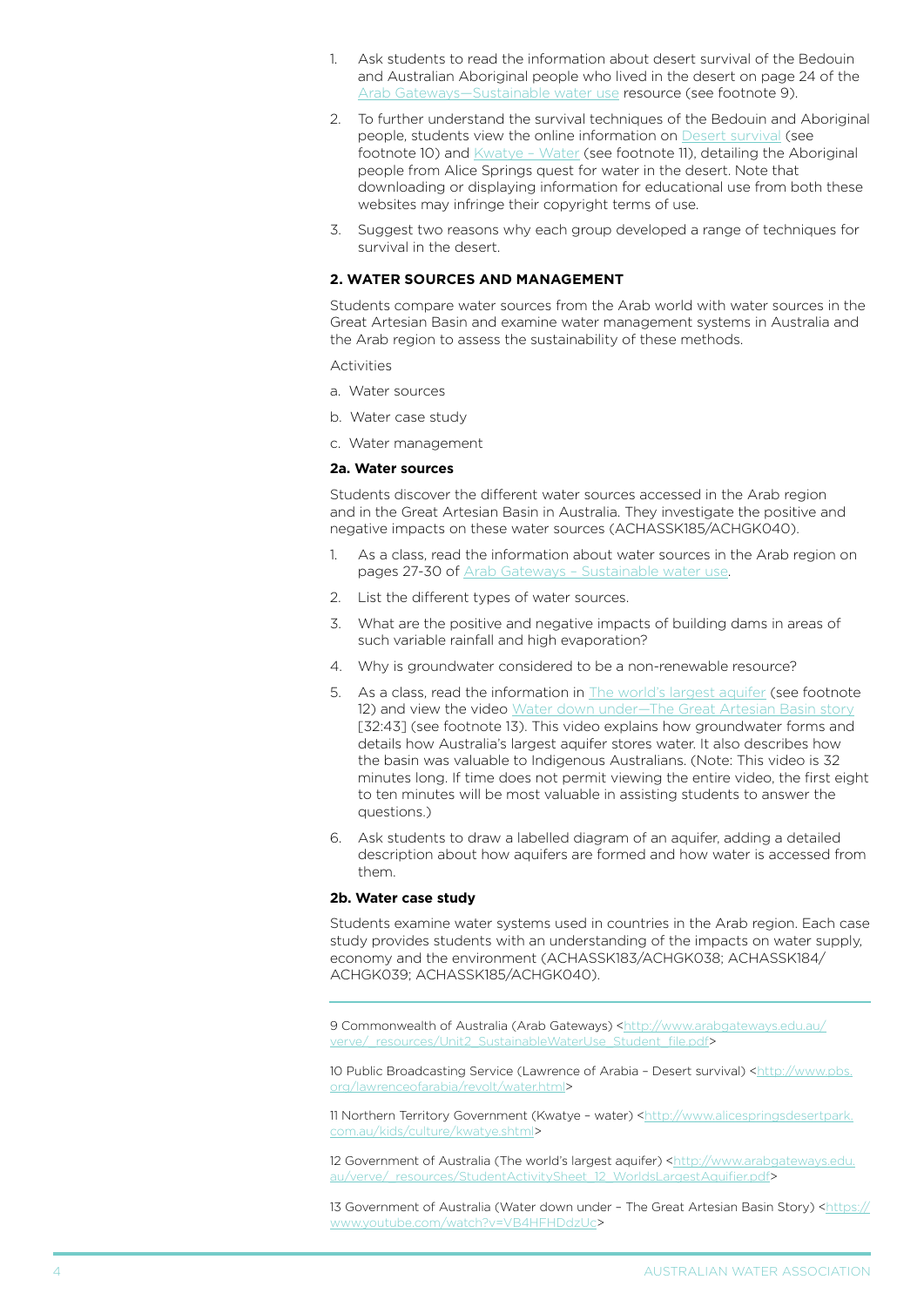1. Ask students to read the information about desert survival of the Bedouin and Australian Aboriginal people who lived in the desert on page 24 of the Arab Gateways—Sustainable water use resource (see footnote 9).

2. To further understand the survival techniques of the Bedouin and Aboriginal people, students view the online information on Desert survival (see footnote 10) and Kwatye – Water (see footnote 11), detailing the Aboriginal people from Alice Springs quest for water in the desert. Note that downloading or displaying information for educational use from both these websites may infringe their copyright terms of use.

3. Suggest two reasons why each group developed a range of techniques for survival in the desert.

### 2. WATER SOURCES AND MANAGEMENT

Students compare water sources from the Arab world with water sources in the Great Artesian Basin and examine water management systems in Australia and the Arab region to assess the sustainability of these methods.

Activities

a. Water sources

b. Water case study

c. Water management

#### 2a. Water sources

Students discover the different water sources accessed in the Arab region and in the Great Artesian Basin in Australia. They investigate the positive and negative impacts on these water sources (ACHASSK185/ACHGK040).

1. As a class, read the information about water sources in the Arab region on pages 27-30 of Arab Gateways – Sustainable water use.

2. List the different types of water sources.

3. What are the positive and negative impacts of building dams in areas of such variable rainfall and high evaporation?

4. Why is groundwater considered to be a non-renewable resource?

5. As a class, read the information in The world's largest aquifer (see footnote 12) and view the video Water down under—The Great Artesian Basin story [32:43] (see footnote 13). This video explains how groundwater forms and details how Australia's largest aquifer stores water. It also describes how the basin was valuable to Indigenous Australians. (Note: This video is 32 minutes long. If time does not permit viewing the entire video, the first eight to ten minutes will be most valuable in assisting students to answer the questions.)

6. Ask students to draw a labelled diagram of an aquifer, adding a detailed description about how aquifers are formed and how water is accessed from them.

#### 2b. Water case study

Students examine water systems used in countries in the Arab region. Each case study provides students with an understanding of the impacts on water supply, economy and the environment (ACHASSK183/ACHGK038; ACHASSK184/ACHGK039; ACHASSK185/ACHGK040).

---

9 Commonwealth of Australia (Arab Gateways) <http://www.arabgateways.edu.au/verve/_resources/Unit2_SustainableWaterUse_Student_file.pdf>

10 Public Broadcasting Service (Lawrence of Arabia – Desert survival) <http://www.pbs.org/lawrenceofarabia/revolt/water.html>

11 Northern Territory Government (Kwatye – water) <http://www.alicespringsdesertpark.com.au/kids/culture/kwatye.shtml>

12 Government of Australia (The world's largest aquifer) <http://www.arabgateways.edu.au/verve/_resources/StudentActivitySheet_12_WorldsLargestAquifer.pdf>

13 Government of Australia (Water down under – The Great Artesian Basin Story) <https://www.youtube.com/watch?v=VB4HFHDdzUc>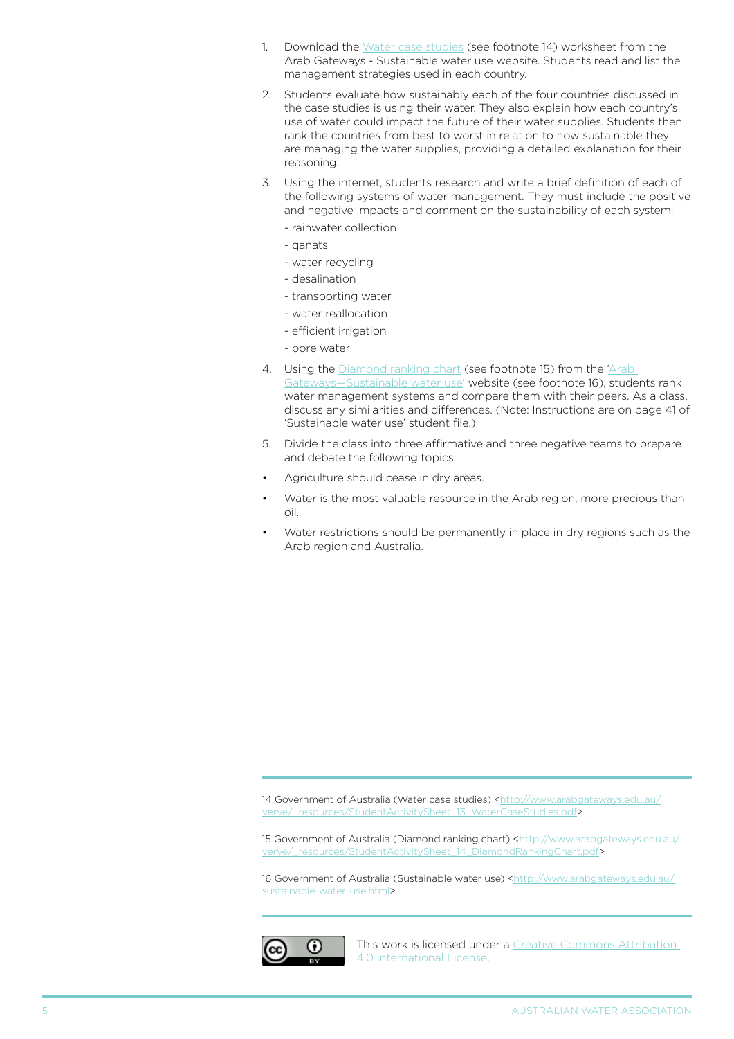1. Download the Water case studies (see footnote 14) worksheet from the Arab Gateways - Sustainable water use website. Students read and list the management strategies used in each country.

2. Students evaluate how sustainably each of the four countries discussed in the case studies is using their water. They also explain how each country's use of water could impact the future of their water supplies. Students then rank the countries from best to worst in relation to how sustainable they are managing the water supplies, providing a detailed explanation for their reasoning.

3. Using the internet, students research and write a brief definition of each of the following systems of water management. They must include the positive and negative impacts and comment on the sustainability of each system.
   - rainwater collection
   - qanats
   - water recycling
   - desalination
   - transporting water
   - water reallocation
   - efficient irrigation
   - bore water

4. Using the Diamond ranking chart (see footnote 15) from the 'Arab Gateways—Sustainable water use' website (see footnote 16), students rank water management systems and compare them with their peers. As a class, discuss any similarities and differences. (Note: Instructions are on page 41 of 'Sustainable water use' student file.)

5. Divide the class into three affirmative and three negative teams to prepare and debate the following topics:

- Agriculture should cease in dry areas.
- Water is the most valuable resource in the Arab region, more precious than oil.
- Water restrictions should be permanently in place in dry regions such as the Arab region and Australia.

---

14 Government of Australia (Water case studies) <http://www.arabgateways.edu.au/verve/_resources/StudentActivitySheet_13_WaterCaseStudies.pdf>

15 Government of Australia (Diamond ranking chart) <http://www.arabgateways.edu.au/verve/_resources/StudentActivitySheet_14_DiamondRankingChart.pdf>

16 Government of Australia (Sustainable water use) <http://www.arabgateways.edu.au/sustainable-water-use.html>

---

This work is licensed under a Creative Commons Attribution 4.0 International License.